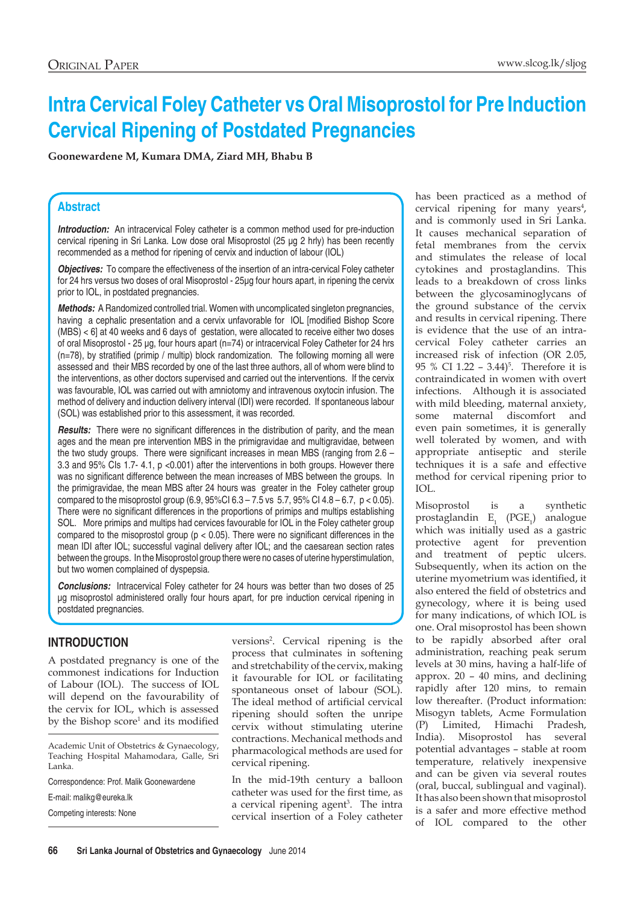ORIGINAL PAPER

# Intra Cervical Foley Catheter vs Oral Misoprostol for Pre Induction Cervical Ripening of Postdated Pregnancies

**Goonewardene M, Kumara DMA, Ziard MH, Bhabu B**

## Abstract

***Introduction:*** An intracervical Foley catheter is a common method used for pre-induction cervical ripening in Sri Lanka. Low dose oral Misoprostol (25 µg 2 hrly) has been recently recommended as a method for ripening of cervix and induction of labour (IOL)

***Objectives:*** To compare the effectiveness of the insertion of an intra-cervical Foley catheter for 24 hrs versus two doses of oral Misoprostol - 25µg four hours apart, in ripening the cervix prior to IOL, in postdated pregnancies.

***Methods:*** A Randomized controlled trial. Women with uncomplicated singleton pregnancies, having a cephalic presentation and a cervix unfavorable for IOL [modified Bishop Score (MBS) < 6] at 40 weeks and 6 days of gestation, were allocated to receive either two doses of oral Misoprostol - 25 µg, four hours apart (n=74) or intracervical Foley Catheter for 24 hrs (n=78), by stratified (primip / multip) block randomization. The following morning all were assessed and their MBS recorded by one of the last three authors, all of whom were blind to the interventions, as other doctors supervised and carried out the interventions. If the cervix was favourable, IOL was carried out with amniotomy and intravenous oxytocin infusion. The method of delivery and induction delivery interval (IDI) were recorded. If spontaneous labour (SOL) was established prior to this assessment, it was recorded.

***Results:*** There were no significant differences in the distribution of parity, and the mean ages and the mean pre intervention MBS in the primigravidae and multigravidae, between the two study groups. There were significant increases in mean MBS (ranging from 2.6 – 3.3 and 95% CIs 1.7- 4.1, p <0.001) after the interventions in both groups. However there was no significant difference between the mean increases of MBS between the groups. In the primigravidae, the mean MBS after 24 hours was greater in the Foley catheter group compared to the misoprostol group (6.9, 95%CI 6.3 – 7.5 vs 5.7, 95% CI 4.8 – 6.7, p < 0.05). There were no significant differences in the proportions of primips and multips establishing SOL. More primips and multips had cervices favourable for IOL in the Foley catheter group compared to the misoprostol group (p < 0.05). There were no significant differences in the mean IDI after IOL; successful vaginal delivery after IOL; and the caesarean section rates between the groups. In the Misoprostol group there were no cases of uterine hyperstimulation, but two women complained of dyspepsia.

***Conclusions:*** Intracervical Foley catheter for 24 hours was better than two doses of 25 µg misoprostol administered orally four hours apart, for pre induction cervical ripening in postdated pregnancies.

## INTRODUCTION

A postdated pregnancy is one of the commonest indications for Induction of Labour (IOL). The success of IOL will depend on the favourability of the cervix for IOL, which is assessed by the Bishop score[1] and its modified versions[2]. Cervical ripening is the process that culminates in softening and stretchability of the cervix, making it favourable for IOL or facilitating spontaneous onset of labour (SOL). The ideal method of artificial cervical ripening should soften the unripe cervix without stimulating uterine contractions. Mechanical methods and pharmacological methods are used for cervical ripening.

In the mid-19th century a balloon catheter was used for the first time, as a cervical ripening agent[3]. The intra cervical insertion of a Foley catheter has been practiced as a method of cervical ripening for many years[4], and is commonly used in Sri Lanka. It causes mechanical separation of fetal membranes from the cervix and stimulates the release of local cytokines and prostaglandins. This leads to a breakdown of cross links between the glycosaminoglycans of the ground substance of the cervix and results in cervical ripening. There is evidence that the use of an intra-cervical Foley catheter carries an increased risk of infection (OR 2.05, 95 % CI 1.22 – 3.44)[5]. Therefore it is contraindicated in women with overt infections. Although it is associated with mild bleeding, maternal anxiety, some maternal discomfort and even pain sometimes, it is generally well tolerated by women, and with appropriate antiseptic and sterile techniques it is a safe and effective method for cervical ripening prior to IOL.

Misoprostol is a synthetic prostaglandin $E_1$ ($PGE_1$) analogue which was initially used as a gastric protective agent for prevention and treatment of peptic ulcers. Subsequently, when its action on the uterine myometrium was identified, it also entered the field of obstetrics and gynecology, where it is being used for many indications, of which IOL is one. Oral misoprostol has been shown to be rapidly absorbed after oral administration, reaching peak serum levels at 30 mins, having a half-life of approx. 20 – 40 mins, and declining rapidly after 120 mins, to remain low thereafter. (Product information: Misogyn tablets, Acme Formulation (P) Limited, Himachi Pradesh, India). Misoprostol has several potential advantages – stable at room temperature, relatively inexpensive and can be given via several routes (oral, buccal, sublingual and vaginal). It has also been shown that misoprostol is a safer and more effective method of IOL compared to the other

Academic Unit of Obstetrics & Gynaecology, Teaching Hospital Mahamodara, Galle, Sri Lanka.

Correspondence: Prof. Malik Goonewardene

E-mail: malikg@eureka.lk

Competing interests: None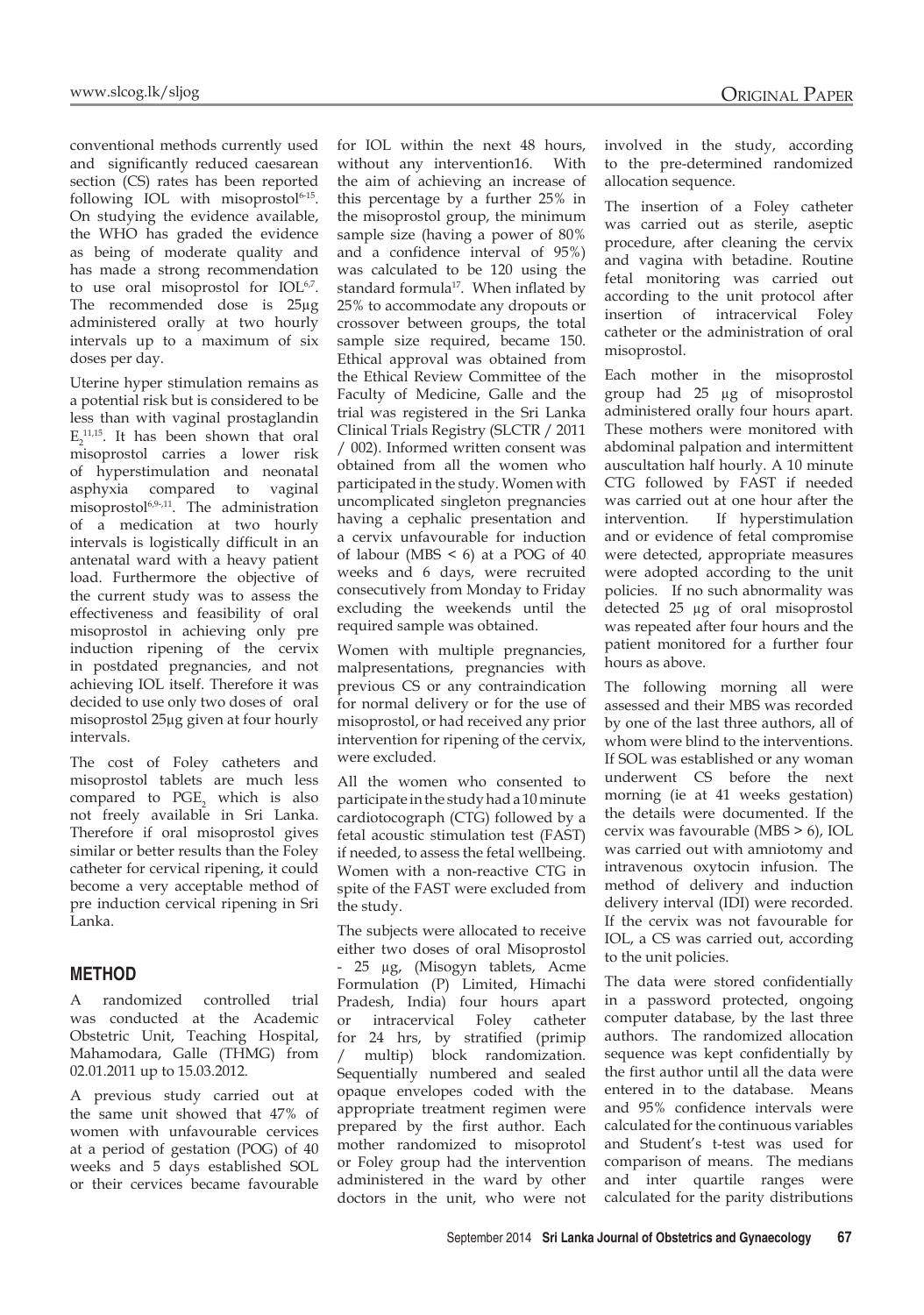conventional methods currently used and significantly reduced caesarean section (CS) rates has been reported following IOL with misoprostol[6-15]. On studying the evidence available, the WHO has graded the evidence as being of moderate quality and has made a strong recommendation to use oral misoprostol for IOL[6,7]. The recommended dose is 25μg administered orally at two hourly intervals up to a maximum of six doses per day.

Uterine hyper stimulation remains as a potential risk but is considered to be less than with vaginal prostaglandin $E_2$[11,15]. It has been shown that oral misoprostol carries a lower risk of hyperstimulation and neonatal asphyxia compared to vaginal misoprostol[6,9-,11]. The administration of a medication at two hourly intervals is logistically difficult in an antenatal ward with a heavy patient load. Furthermore the objective of the current study was to assess the effectiveness and feasibility of oral misoprostol in achieving only pre induction ripening of the cervix in postdated pregnancies, and not achieving IOL itself. Therefore it was decided to use only two doses of oral misoprostol 25μg given at four hourly intervals.

The cost of Foley catheters and misoprostol tablets are much less compared to $PGE_2$ which is also not freely available in Sri Lanka. Therefore if oral misoprostol gives similar or better results than the Foley catheter for cervical ripening, it could become a very acceptable method of pre induction cervical ripening in Sri Lanka.

## METHOD

A randomized controlled trial was conducted at the Academic Obstetric Unit, Teaching Hospital, Mahamodara, Galle (THMG) from 02.01.2011 up to 15.03.2012.

A previous study carried out at the same unit showed that 47% of women with unfavourable cervices at a period of gestation (POG) of 40 weeks and 5 days established SOL or their cervices became favourable for IOL within the next 48 hours, without any intervention16. With the aim of achieving an increase of this percentage by a further 25% in the misoprostol group, the minimum sample size (having a power of 80% and a confidence interval of 95%) was calculated to be 120 using the standard formula[17]. When inflated by 25% to accommodate any dropouts or crossover between groups, the total sample size required, became 150. Ethical approval was obtained from the Ethical Review Committee of the Faculty of Medicine, Galle and the trial was registered in the Sri Lanka Clinical Trials Registry (SLCTR / 2011 / 002). Informed written consent was obtained from all the women who participated in the study. Women with uncomplicated singleton pregnancies having a cephalic presentation and a cervix unfavourable for induction of labour (MBS < 6) at a POG of 40 weeks and 6 days, were recruited consecutively from Monday to Friday excluding the weekends until the required sample was obtained.

Women with multiple pregnancies, malpresentations, pregnancies with previous CS or any contraindication for normal delivery or for the use of misoprostol, or had received any prior intervention for ripening of the cervix, were excluded.

All the women who consented to participate in the study had a 10 minute cardiotocograph (CTG) followed by a fetal acoustic stimulation test (FAST) if needed, to assess the fetal wellbeing. Women with a non-reactive CTG in spite of the FAST were excluded from the study.

The subjects were allocated to receive either two doses of oral Misoprostol - 25 μg, (Misogyn tablets, Acme Formulation (P) Limited, Himachi Pradesh, India) four hours apart or intracervical Foley catheter for 24 hrs, by stratified (primip / multip) block randomization. Sequentially numbered and sealed opaque envelopes coded with the appropriate treatment regimen were prepared by the first author. Each mother randomized to misoprotol or Foley group had the intervention administered in the ward by other doctors in the unit, who were not involved in the study, according to the pre-determined randomized allocation sequence.

The insertion of a Foley catheter was carried out as sterile, aseptic procedure, after cleaning the cervix and vagina with betadine. Routine fetal monitoring was carried out according to the unit protocol after insertion of intracervical Foley catheter or the administration of oral misoprostol.

Each mother in the misoprostol group had 25 μg of misoprostol administered orally four hours apart. These mothers were monitored with abdominal palpation and intermittent auscultation half hourly. A 10 minute CTG followed by FAST if needed was carried out at one hour after the intervention. If hyperstimulation and or evidence of fetal compromise were detected, appropriate measures were adopted according to the unit policies. If no such abnormality was detected 25 μg of oral misoprostol was repeated after four hours and the patient monitored for a further four hours as above.

The following morning all were assessed and their MBS was recorded by one of the last three authors, all of whom were blind to the interventions. If SOL was established or any woman underwent CS before the next morning (ie at 41 weeks gestation) the details were documented. If the cervix was favourable (MBS > 6), IOL was carried out with amniotomy and intravenous oxytocin infusion. The method of delivery and induction delivery interval (IDI) were recorded. If the cervix was not favourable for IOL, a CS was carried out, according to the unit policies.

The data were stored confidentially in a password protected, ongoing computer database, by the last three authors. The randomized allocation sequence was kept confidentially by the first author until all the data were entered in to the database. Means and 95% confidence intervals were calculated for the continuous variables and Student's t-test was used for comparison of means. The medians and inter quartile ranges were calculated for the parity distributions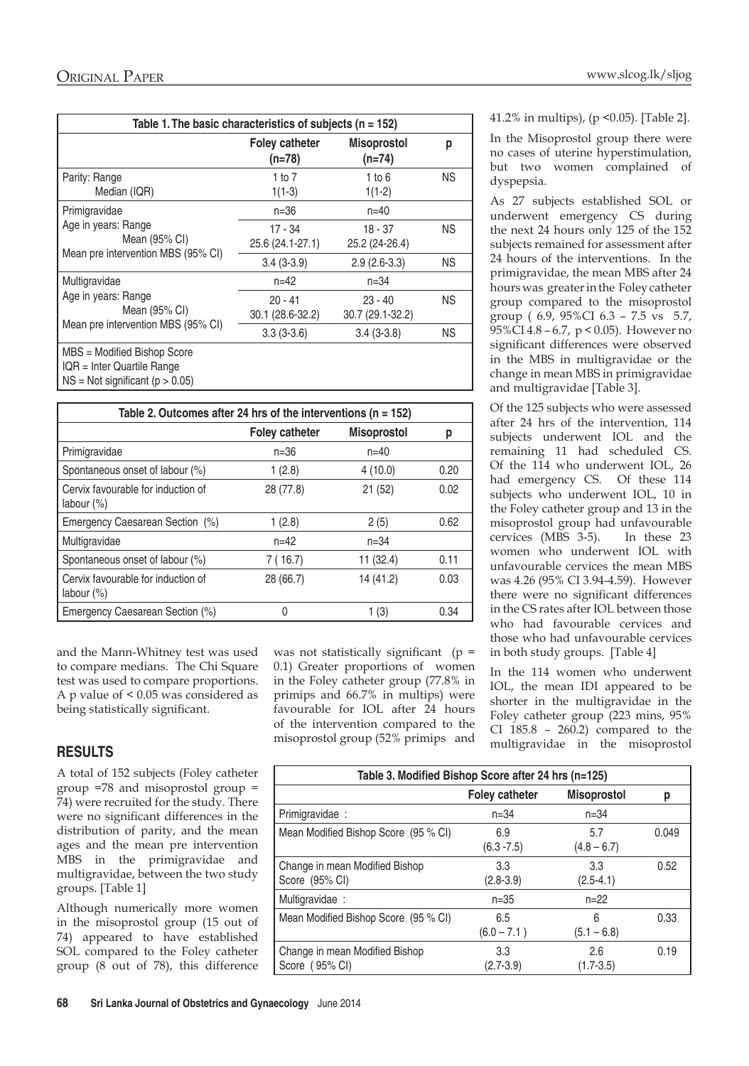| Table 1. The basic characteristics of subjects (n = 152) | | | |
|---|---|---|---|
| | Foley catheter (n=78) | Misoprostol (n=74) | p |
| Parity: Range | 1 to 7 | 1 to 6 | NS |
| Median (IQR) | 1(1-3) | 1(1-2) | |
| Primigravidae | n=36 | n=40 | |
| Age in years: Range | 17 - 34 | 18 - 37 | NS |
| Mean (95% CI) | 25.6 (24.1-27.1) | 25.2 (24-26.4) | |
| Mean pre intervention MBS (95% CI) | 3.4 (3-3.9) | 2.9 (2.6-3.3) | NS |
| Multigravidae | n=42 | n=34 | |
| Age in years: Range | 20 - 41 | 23 - 40 | NS |
| Mean (95% CI) | 30.1 (28.6-32.2) | 30.7 (29.1-32.2) | |
| Mean pre intervention MBS (95% CI) | 3.3 (3-3.6) | 3.4 (3-3.8) | NS |

MBS = Modified Bishop Score
IQR = Inter Quartile Range
NS = Not significant (p > 0.05)

| Table 2. Outcomes after 24 hrs of the interventions (n = 152) | | | |
|---|---|---|---|
| | Foley catheter | Misoprostol | p |
| Primigravidae | n=36 | n=40 | |
| Spontaneous onset of labour (%) | 1 (2.8) | 4 (10.0) | 0.20 |
| Cervix favourable for induction of labour (%) | 28 (77.8) | 21 (52) | 0.02 |
| Emergency Caesarean Section (%) | 1 (2.8) | 2 (5) | 0.62 |
| Multigravidae | n=42 | n=34 | |
| Spontaneous onset of labour (%) | 7 ( 16.7) | 11 (32.4) | 0.11 |
| Cervix favourable for induction of labour (%) | 28 (66.7) | 14 (41.2) | 0.03 |
| Emergency Caesarean Section (%) | 0 | 1 (3) | 0.34 |

and the Mann-Whitney test was used to compare medians. The Chi Square test was used to compare proportions. A p value of < 0.05 was considered as being statistically significant.

## RESULTS

A total of 152 subjects (Foley catheter group =78 and misoprostol group = 74) were recruited for the study. There were no significant differences in the distribution of parity, and the mean ages and the mean pre intervention MBS in the primigravidae and multigravidae, between the two study groups. [Table 1]

Although numerically more women in the misoprostol group (15 out of 74) appeared to have established SOL compared to the Foley catheter group (8 out of 78), this difference was not statistically significant (p = 0.1) Greater proportions of women in the Foley catheter group (77.8% in primips and 66.7% in multips) were favourable for IOL after 24 hours of the intervention compared to the misoprostol group (52% primips and 41.2% in multips), (p <0.05). [Table 2].

In the Misoprostol group there were no cases of uterine hyperstimulation, but two women complained of dyspepsia.

As 27 subjects established SOL or underwent emergency CS during the next 24 hours only 125 of the 152 subjects remained for assessment after 24 hours of the interventions. In the primigravidae, the mean MBS after 24 hours was greater in the Foley catheter group compared to the misoprostol group ( 6.9, 95%CI 6.3 – 7.5 vs 5.7, 95%CI 4.8 – 6.7, p < 0.05). However no significant differences were observed in the MBS in multigravidae or the change in mean MBS in primigravidae and multigravidae [Table 3].

Of the 125 subjects who were assessed after 24 hrs of the intervention, 114 subjects underwent IOL and the remaining 11 had scheduled CS. Of the 114 who underwent IOL, 26 had emergency CS. Of these 114 subjects who underwent IOL, 10 in the Foley catheter group and 13 in the misoprostol group had unfavourable cervices (MBS 3-5). In these 23 women who underwent IOL with unfavourable cervices the mean MBS was 4.26 (95% CI 3.94-4.59). However there were no significant differences in the CS rates after IOL between those who had favourable cervices and those who had unfavourable cervices in both study groups. [Table 4]

In the 114 women who underwent IOL, the mean IDI appeared to be shorter in the multigravidae in the Foley catheter group (223 mins, 95% CI 185.8 – 260.2) compared to the multigravidae in the misoprostol

| Table 3. Modified Bishop Score after 24 hrs (n=125) | | | |
|---|---|---|---|
| | Foley catheter | Misoprostol | p |
| Primigravidae : | n=34 | n=34 | |
| Mean Modified Bishop Score (95 % CI) | 6.9 (6.3 -7.5) | 5.7 (4.8 – 6.7) | 0.049 |
| Change in mean Modified Bishop Score (95% CI) | 3.3 (2.8-3.9) | 3.3 (2.5-4.1) | 0.52 |
| Multigravidae : | n=35 | n=22 | |
| Mean Modified Bishop Score (95 % CI) | 6.5 (6.0 – 7.1 ) | 6 (5.1 – 6.8) | 0.33 |
| Change in mean Modified Bishop Score ( 95% CI) | 3.3 (2.7-3.9) | 2.6 (1.7-3.5) | 0.19 |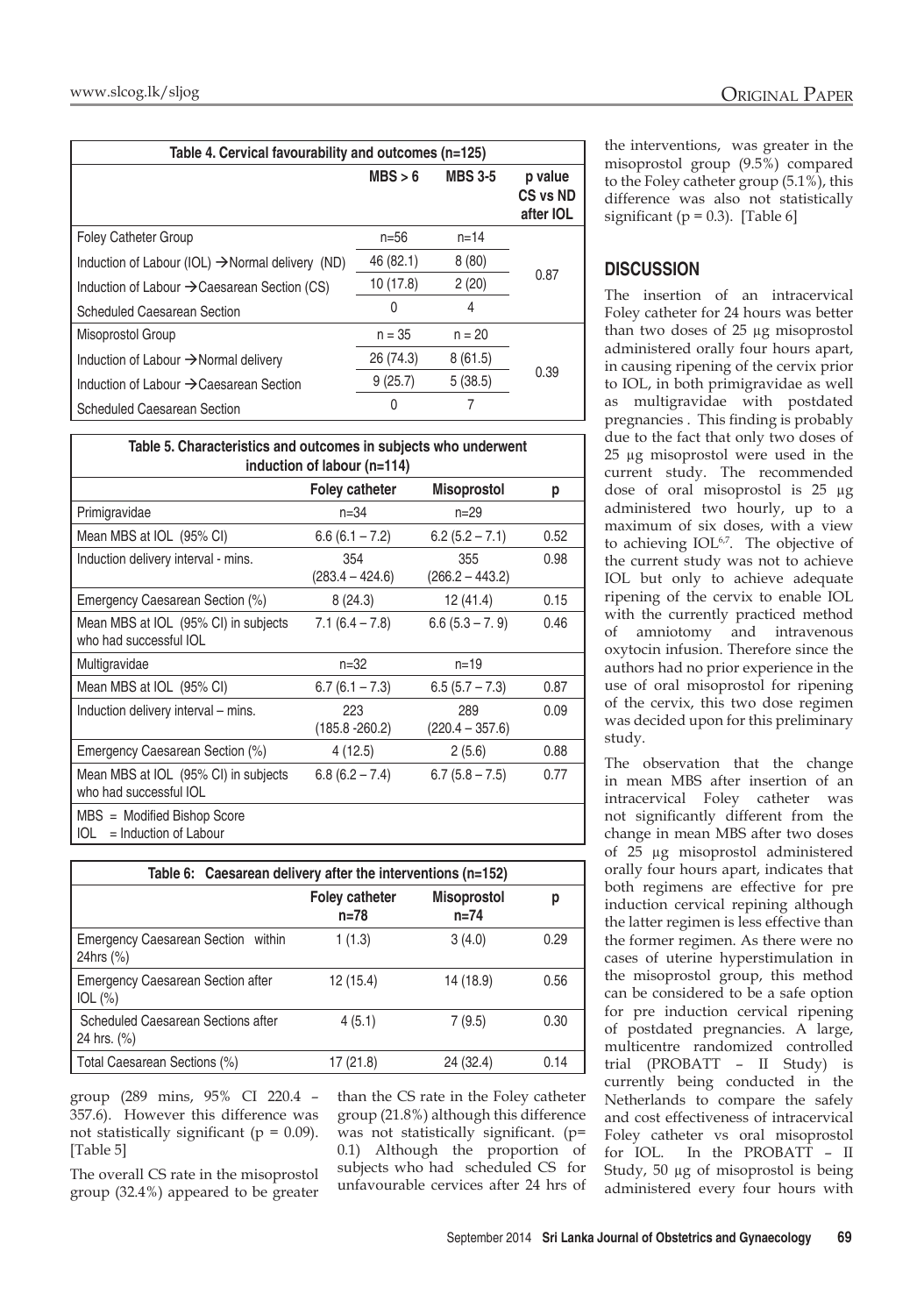| Table 4. Cervical favourability and outcomes (n=125) | | | |
|---|---|---|---|
| | MBS > 6 | MBS 3-5 | p value CS vs ND after IOL |
| Foley Catheter Group | n=56 | n=14 | |
| Induction of Labour (IOL) →Normal delivery (ND) | 46 (82.1) | 8 (80) | 0.87 |
| Induction of Labour →Caesarean Section (CS) | 10 (17.8) | 2 (20) | |
| Scheduled Caesarean Section | 0 | 4 | |
| Misoprostol Group | n = 35 | n = 20 | |
| Induction of Labour →Normal delivery | 26 (74.3) | 8 (61.5) | 0.39 |
| Induction of Labour →Caesarean Section | 9 (25.7) | 5 (38.5) | |
| Scheduled Caesarean Section | 0 | 7 | |

| Table 5. Characteristics and outcomes in subjects who underwent induction of labour (n=114) | | | |
|---|---|---|---|
| | Foley catheter | Misoprostol | p |
| Primigravidae | n=34 | n=29 | |
| Mean MBS at IOL (95% CI) | 6.6 (6.1 – 7.2) | 6.2 (5.2 – 7.1) | 0.52 |
| Induction delivery interval - mins. | 354 (283.4 – 424.6) | 355 (266.2 – 443.2) | 0.98 |
| Emergency Caesarean Section (%) | 8 (24.3) | 12 (41.4) | 0.15 |
| Mean MBS at IOL (95% CI) in subjects who had successful IOL | 7.1 (6.4 – 7.8) | 6.6 (5.3 – 7. 9) | 0.46 |
| Multigravidae | n=32 | n=19 | |
| Mean MBS at IOL (95% CI) | 6.7 (6.1 – 7.3) | 6.5 (5.7 – 7.3) | 0.87 |
| Induction delivery interval – mins. | 223 (185.8 -260.2) | 289 (220.4 – 357.6) | 0.09 |
| Emergency Caesarean Section (%) | 4 (12.5) | 2 (5.6) | 0.88 |
| Mean MBS at IOL (95% CI) in subjects who had successful IOL | 6.8 (6.2 – 7.4) | 6.7 (5.8 – 7.5) | 0.77 |

MBS = Modified Bishop Score
IOL = Induction of Labour

| Table 6: Caesarean delivery after the interventions (n=152) | | | |
|---|---|---|---|
| | Foley catheter n=78 | Misoprostol n=74 | p |
| Emergency Caesarean Section within 24hrs (%) | 1 (1.3) | 3 (4.0) | 0.29 |
| Emergency Caesarean Section after IOL (%) | 12 (15.4) | 14 (18.9) | 0.56 |
| Scheduled Caesarean Sections after 24 hrs. (%) | 4 (5.1) | 7 (9.5) | 0.30 |
| Total Caesarean Sections (%) | 17 (21.8) | 24 (32.4) | 0.14 |

group (289 mins, 95% CI 220.4 – 357.6). However this difference was not statistically significant (p = 0.09). [Table 5]

The overall CS rate in the misoprostol group (32.4%) appeared to be greater than the CS rate in the Foley catheter group (21.8%) although this difference was not statistically significant (p= 0.1) Although the proportion of subjects who had scheduled CS for unfavourable cervices after 24 hrs of the interventions, was greater in the misoprostol group (9.5%) compared to the Foley catheter group (5.1%), this difference was also not statistically significant (p = 0.3). [Table 6]

## DISCUSSION

The insertion of an intracervical Foley catheter for 24 hours was better than two doses of 25 µg misoprostol administered orally four hours apart, in causing ripening of the cervix prior to IOL, in both primigravidae as well as multigravidae with postdated pregnancies . This finding is probably due to the fact that only two doses of 25 µg misoprostol were used in the current study. The recommended dose of oral misoprostol is 25 µg administered two hourly, up to a maximum of six doses, with a view to achieving IOL[6,7]. The objective of the current study was not to achieve IOL but only to achieve adequate ripening of the cervix to enable IOL with the currently practiced method of amniotomy and intravenous oxytocin infusion. Therefore since the authors had no prior experience in the use of oral misoprostol for ripening of the cervix, this two dose regimen was decided upon for this preliminary study.

The observation that the change in mean MBS after insertion of an intracervical Foley catheter was not significantly different from the change in mean MBS after two doses of 25 µg misoprostol administered orally four hours apart, indicates that both regimens are effective for pre induction cervical repining although the latter regimen is less effective than the former regimen. As there were no cases of uterine hyperstimulation in the misoprostol group, this method can be considered to be a safe option for pre induction cervical ripening of postdated pregnancies. A large, multicentre randomized controlled trial (PROBATT – II Study) is currently being conducted in the Netherlands to compare the safely and cost effectiveness of intracervical Foley catheter vs oral misoprostol for IOL. In the PROBATT – II Study, 50 µg of misoprostol is being administered every four hours with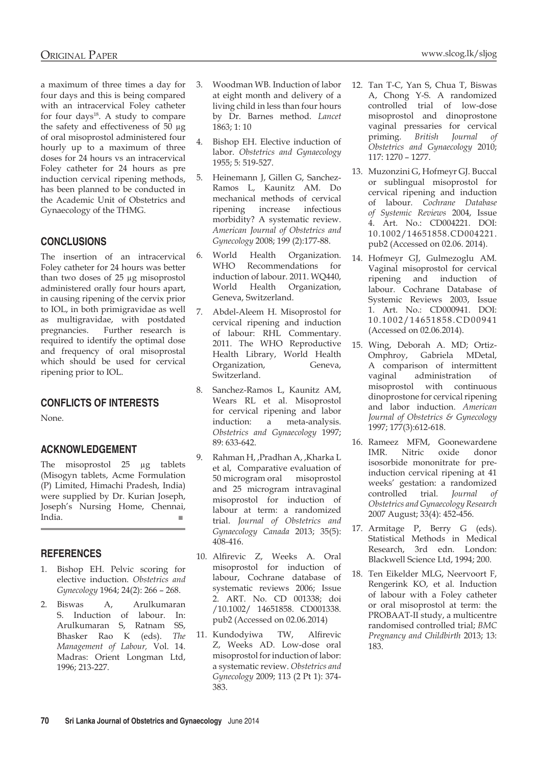a maximum of three times a day for four days and this is being compared with an intracervical Foley catheter for four days[18]. A study to compare the safety and effectiveness of 50 µg of oral misoprostol administered four hourly up to a maximum of three doses for 24 hours vs an intracervical Foley catheter for 24 hours as pre induction cervical ripening methods, has been planned to be conducted in the Academic Unit of Obstetrics and Gynaecology of the THMG.

## CONCLUSIONS

The insertion of an intracervical Foley catheter for 24 hours was better than two doses of 25 µg misoprostol administered orally four hours apart, in causing ripening of the cervix prior to IOL, in both primigravidae as well as multigravidae, with postdated pregnancies. Further research is required to identify the optimal dose and frequency of oral misoprostal which should be used for cervical ripening prior to IOL.

## CONFLICTS OF INTERESTS

None.

## ACKNOWLEDGEMENT

The misoprostol 25 µg tablets (Misogyn tablets, Acme Formulation (P) Limited, Himachi Pradesh, India) were supplied by Dr. Kurian Joseph, Joseph's Nursing Home, Chennai, India.

## REFERENCES

1. Bishop EH. Pelvic scoring for elective induction. *Obstetrics and Gynecology* 1964; 24(2): 266 – 268.
2. Biswas A, Arulkumaran S. Induction of labour. In: Arulkumaran S, Ratnam SS, Bhasker Rao K (eds). *The Management of Labour,* Vol. 14. Madras: Orient Longman Ltd, 1996; 213-227.
3. Woodman WB. Induction of labor at eight month and delivery of a living child in less than four hours by Dr. Barnes method. *Lancet* 1863; 1: 10
4. Bishop EH. Elective induction of labor. *Obstetrics and Gynaecology* 1955; 5: 519-527.
5. Heinemann J, Gillen G, Sanchez-Ramos L, Kaunitz AM. Do mechanical methods of cervical ripening increase infectious morbidity? A systematic review. *American Journal of Obstetrics and Gynecology* 2008; 199 (2):177-88.
6. World Health Organization. WHO Recommendations for induction of labour. 2011. WQ440, World Health Organization, Geneva, Switzerland.
7. Abdel-Aleem H. Misoprostol for cervical ripening and induction of labour: RHL Commentary. 2011. The WHO Reproductive Health Library, World Health Organization, Geneva, Switzerland.
8. Sanchez-Ramos L, Kaunitz AM, Wears RL et al. Misoprostol for cervical ripening and labor induction: a meta-analysis. *Obstetrics and Gynaecology* 1997; 89: 633-642.
9. Rahman H, ,Pradhan A, ,Kharka L et al, Comparative evaluation of 50 microgram oral misoprostol and 25 microgram intravaginal misoprostol for induction of labour at term: a randomized trial. *Journal of Obstetrics and Gynaecology Canada* 2013; 35(5): 408-416.
10. Alfirevic Z, Weeks A. Oral misoprostol for induction of labour, Cochrane database of systematic reviews 2006; Issue 2. ART. No. CD 001338; doi /10.1002/ 14651858. CD001338. pub2 (Accessed on 02.06.2014)
11. Kundodyiwa TW, Alfirevic Z, Weeks AD. Low-dose oral misoprostol for induction of labor: a systematic review. *Obstetrics and Gynecology* 2009; 113 (2 Pt 1): 374-383.
12. Tan T-C, Yan S, Chua T, Biswas A, Chong Y-S. A randomized controlled trial of low-dose misoprostol and dinoprostone vaginal pressaries for cervical priming. *British Journal of Obstetrics and Gynaecology* 2010; 117: 1270 – 1277.
13. Muzonzini G, Hofmeyr GJ. Buccal or sublingual misoprostol for cervical ripening and induction of labour. *Cochrane Database of Systemic Reviews* 2004, Issue 4. Art. No.: CD004221. DOI: 10.1002/14651858.CD004221.pub2 (Accessed on 02.06. 2014).
14. Hofmeyr GJ, Gulmezoglu AM. Vaginal misoprostol for cervical ripening and induction of labour. Cochrane Database of Systemic Reviews 2003, Issue 1. Art. No.: CD000941. DOI: 10.1002/14651858.CD00941 (Accessed on 02.06.2014).
15. Wing, Deborah A. MD; Ortiz-Omphroy, Gabriela MDetal, A comparison of intermittent vaginal administration of misoprostol with continuous dinoprostone for cervical ripening and labor induction. *American Journal of Obstetrics & Gynecology* 1997; 177(3):612-618.
16. Rameez MFM, Goonewardene IMR. Nitric oxide donor isosorbide mononitrate for pre-induction cervical ripening at 41 weeks' gestation: a randomized controlled trial. *Journal of Obstetrics and Gynaecology Research* 2007 August; 33(4): 452-456.
17. Armitage P, Berry G (eds). Statistical Methods in Medical Research, 3rd edn. London: Blackwell Science Ltd, 1994; 200.
18. Ten Eikelder MLG, Neervoort F, Rengerink KO, et al. Induction of labour with a Foley catheter or oral misoprostol at term: the PROBAAT-II study, a multicentre randomised controlled trial; *BMC Pregnancy and Childbirth* 2013; 13: 183.